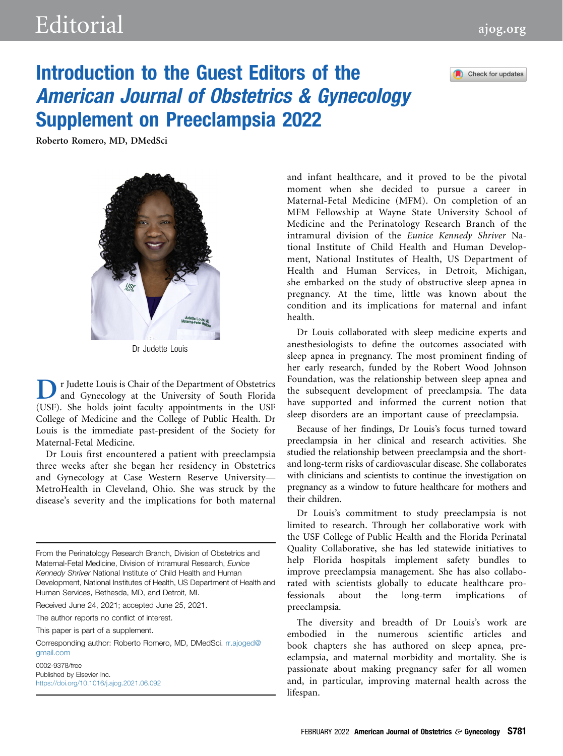# Introduction to the Guest Editors of the *American Journal of Obstetrics & Gynecology* Supplement on Preeclampsia 2022

**Roberto Romero, MD, DMedSci**

Dr Judette Louis

Dr Judette Louis is Chair of the Department of Obstetrics and Gynecology at the University of South Florida (USF). She holds joint faculty appointments in the USF College of Medicine and the College of Public Health. Dr Louis is the immediate past-president of the Society for Maternal-Fetal Medicine.

Dr Louis first encountered a patient with preeclampsia three weeks after she began her residency in Obstetrics and Gynecology at Case Western Reserve University—MetroHealth in Cleveland, Ohio. She was struck by the disease's severity and the implications for both maternal and infant healthcare, and it proved to be the pivotal moment when she decided to pursue a career in Maternal-Fetal Medicine (MFM). On completion of an MFM Fellowship at Wayne State University School of Medicine and the Perinatology Research Branch of the intramural division of the *Eunice Kennedy Shriver* National Institute of Child Health and Human Development, National Institutes of Health, US Department of Health and Human Services, in Detroit, Michigan, she embarked on the study of obstructive sleep apnea in pregnancy. At the time, little was known about the condition and its implications for maternal and infant health.

Dr Louis collaborated with sleep medicine experts and anesthesiologists to define the outcomes associated with sleep apnea in pregnancy. The most prominent finding of her early research, funded by the Robert Wood Johnson Foundation, was the relationship between sleep apnea and the subsequent development of preeclampsia. The data have supported and informed the current notion that sleep disorders are an important cause of preeclampsia.

Because of her findings, Dr Louis's focus turned toward preeclampsia in her clinical and research activities. She studied the relationship between preeclampsia and the short- and long-term risks of cardiovascular disease. She collaborates with clinicians and scientists to continue the investigation on pregnancy as a window to future healthcare for mothers and their children.

Dr Louis's commitment to study preeclampsia is not limited to research. Through her collaborative work with the USF College of Public Health and the Florida Perinatal Quality Collaborative, she has led statewide initiatives to help Florida hospitals implement safety bundles to improve preeclampsia management. She has also collaborated with scientists globally to educate healthcare professionals about the long-term implications of preeclampsia.

The diversity and breadth of Dr Louis's work are embodied in the numerous scientific articles and book chapters she has authored on sleep apnea, preeclampsia, and maternal morbidity and mortality. She is passionate about making pregnancy safer for all women and, in particular, improving maternal health across the lifespan.

---

From the Perinatology Research Branch, Division of Obstetrics and Maternal-Fetal Medicine, Division of Intramural Research, *Eunice Kennedy Shriver* National Institute of Child Health and Human Development, National Institutes of Health, US Department of Health and Human Services, Bethesda, MD, and Detroit, MI.

Received June 24, 2021; accepted June 25, 2021.

The author reports no conflict of interest.

This paper is part of a supplement.

Corresponding author: Roberto Romero, MD, DMedSci. rr.ajoged@gmail.com

0002-9378/free
Published by Elsevier Inc.
https://doi.org/10.1016/j.ajog.2021.06.092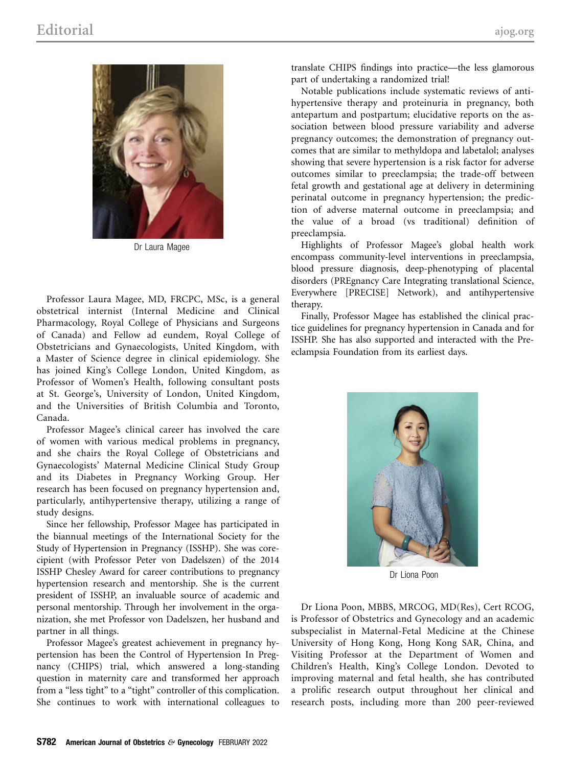Dr Laura Magee

Professor Laura Magee, MD, FRCPC, MSc, is a general obstetrical internist (Internal Medicine and Clinical Pharmacology, Royal College of Physicians and Surgeons of Canada) and Fellow ad eundem, Royal College of Obstetricians and Gynaecologists, United Kingdom, with a Master of Science degree in clinical epidemiology. She has joined King's College London, United Kingdom, as Professor of Women's Health, following consultant posts at St. George's, University of London, United Kingdom, and the Universities of British Columbia and Toronto, Canada.

Professor Magee's clinical career has involved the care of women with various medical problems in pregnancy, and she chairs the Royal College of Obstetricians and Gynaecologists' Maternal Medicine Clinical Study Group and its Diabetes in Pregnancy Working Group. Her research has been focused on pregnancy hypertension and, particularly, antihypertensive therapy, utilizing a range of study designs.

Since her fellowship, Professor Magee has participated in the biannual meetings of the International Society for the Study of Hypertension in Pregnancy (ISSHP). She was corecipient (with Professor Peter von Dadelszen) of the 2014 ISSHP Chesley Award for career contributions to pregnancy hypertension research and mentorship. She is the current president of ISSHP, an invaluable source of academic and personal mentorship. Through her involvement in the organization, she met Professor von Dadelszen, her husband and partner in all things.

Professor Magee's greatest achievement in pregnancy hypertension has been the Control of Hypertension In Pregnancy (CHIPS) trial, which answered a long-standing question in maternity care and transformed her approach from a "less tight" to a "tight" controller of this complication. She continues to work with international colleagues to translate CHIPS findings into practice—the less glamorous part of undertaking a randomized trial!

Notable publications include systematic reviews of antihypertensive therapy and proteinuria in pregnancy, both antepartum and postpartum; elucidative reports on the association between blood pressure variability and adverse pregnancy outcomes; the demonstration of pregnancy outcomes that are similar to methyldopa and labetalol; analyses showing that severe hypertension is a risk factor for adverse outcomes similar to preeclampsia; the trade-off between fetal growth and gestational age at delivery in determining perinatal outcome in pregnancy hypertension; the prediction of adverse maternal outcome in preeclampsia; and the value of a broad (vs traditional) definition of preeclampsia.

Highlights of Professor Magee's global health work encompass community-level interventions in preeclampsia, blood pressure diagnosis, deep-phenotyping of placental disorders (PREgnancy Care Integrating translational Science, Everywhere [PRECISE] Network), and antihypertensive therapy.

Finally, Professor Magee has established the clinical practice guidelines for pregnancy hypertension in Canada and for ISSHP. She has also supported and interacted with the Preeclampsia Foundation from its earliest days.

Dr Liona Poon

Dr Liona Poon, MBBS, MRCOG, MD(Res), Cert RCOG, is Professor of Obstetrics and Gynecology and an academic subspecialist in Maternal-Fetal Medicine at the Chinese University of Hong Kong, Hong Kong SAR, China, and Visiting Professor at the Department of Women and Children's Health, King's College London. Devoted to improving maternal and fetal health, she has contributed a prolific research output throughout her clinical and research posts, including more than 200 peer-reviewed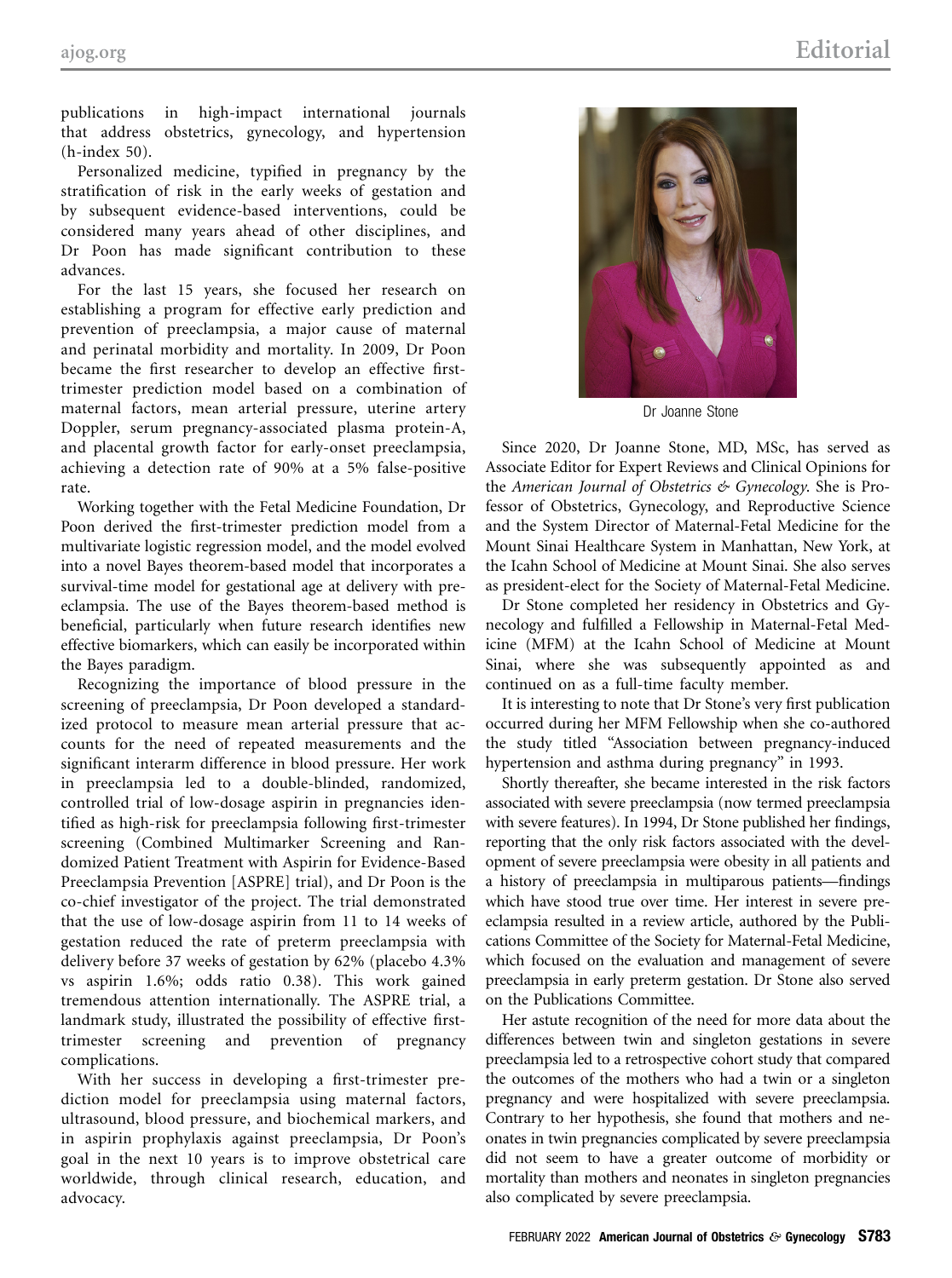publications in high-impact international journals that address obstetrics, gynecology, and hypertension (h-index 50).

Personalized medicine, typified in pregnancy by the stratification of risk in the early weeks of gestation and by subsequent evidence-based interventions, could be considered many years ahead of other disciplines, and Dr Poon has made significant contribution to these advances.

For the last 15 years, she focused her research on establishing a program for effective early prediction and prevention of preeclampsia, a major cause of maternal and perinatal morbidity and mortality. In 2009, Dr Poon became the first researcher to develop an effective first-trimester prediction model based on a combination of maternal factors, mean arterial pressure, uterine artery Doppler, serum pregnancy-associated plasma protein-A, and placental growth factor for early-onset preeclampsia, achieving a detection rate of 90% at a 5% false-positive rate.

Working together with the Fetal Medicine Foundation, Dr Poon derived the first-trimester prediction model from a multivariate logistic regression model, and the model evolved into a novel Bayes theorem-based model that incorporates a survival-time model for gestational age at delivery with preeclampsia. The use of the Bayes theorem-based method is beneficial, particularly when future research identifies new effective biomarkers, which can easily be incorporated within the Bayes paradigm.

Recognizing the importance of blood pressure in the screening of preeclampsia, Dr Poon developed a standardized protocol to measure mean arterial pressure that accounts for the need of repeated measurements and the significant interarm difference in blood pressure. Her work in preeclampsia led to a double-blinded, randomized, controlled trial of low-dosage aspirin in pregnancies identified as high-risk for preeclampsia following first-trimester screening (Combined Multimarker Screening and Randomized Patient Treatment with Aspirin for Evidence-Based Preeclampsia Prevention [ASPRE] trial), and Dr Poon is the co-chief investigator of the project. The trial demonstrated that the use of low-dosage aspirin from 11 to 14 weeks of gestation reduced the rate of preterm preeclampsia with delivery before 37 weeks of gestation by 62% (placebo 4.3% vs aspirin 1.6%; odds ratio 0.38). This work gained tremendous attention internationally. The ASPRE trial, a landmark study, illustrated the possibility of effective first-trimester screening and prevention of pregnancy complications.

With her success in developing a first-trimester prediction model for preeclampsia using maternal factors, ultrasound, blood pressure, and biochemical markers, and in aspirin prophylaxis against preeclampsia, Dr Poon's goal in the next 10 years is to improve obstetrical care worldwide, through clinical research, education, and advocacy.

Dr Joanne Stone

Since 2020, Dr Joanne Stone, MD, MSc, has served as Associate Editor for Expert Reviews and Clinical Opinions for the *American Journal of Obstetrics & Gynecology*. She is Professor of Obstetrics, Gynecology, and Reproductive Science and the System Director of Maternal-Fetal Medicine for the Mount Sinai Healthcare System in Manhattan, New York, at the Icahn School of Medicine at Mount Sinai. She also serves as president-elect for the Society of Maternal-Fetal Medicine.

Dr Stone completed her residency in Obstetrics and Gynecology and fulfilled a Fellowship in Maternal-Fetal Medicine (MFM) at the Icahn School of Medicine at Mount Sinai, where she was subsequently appointed as and continued on as a full-time faculty member.

It is interesting to note that Dr Stone's very first publication occurred during her MFM Fellowship when she co-authored the study titled "Association between pregnancy-induced hypertension and asthma during pregnancy" in 1993.

Shortly thereafter, she became interested in the risk factors associated with severe preeclampsia (now termed preeclampsia with severe features). In 1994, Dr Stone published her findings, reporting that the only risk factors associated with the development of severe preeclampsia were obesity in all patients and a history of preeclampsia in multiparous patients—findings which have stood true over time. Her interest in severe preeclampsia resulted in a review article, authored by the Publications Committee of the Society for Maternal-Fetal Medicine, which focused on the evaluation and management of severe preeclampsia in early preterm gestation. Dr Stone also served on the Publications Committee.

Her astute recognition of the need for more data about the differences between twin and singleton gestations in severe preeclampsia led to a retrospective cohort study that compared the outcomes of the mothers who had a twin or a singleton pregnancy and were hospitalized with severe preeclampsia. Contrary to her hypothesis, she found that mothers and neonates in twin pregnancies complicated by severe preeclampsia did not seem to have a greater outcome of morbidity or mortality than mothers and neonates in singleton pregnancies also complicated by severe preeclampsia.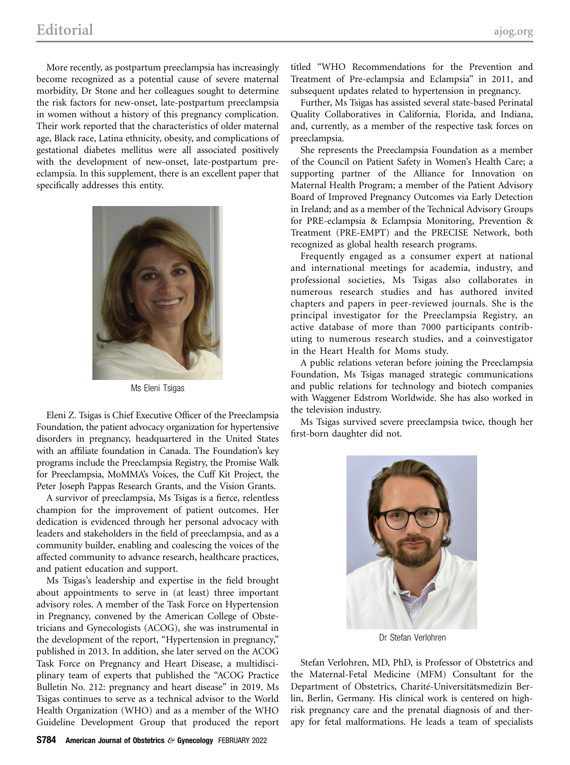More recently, as postpartum preeclampsia has increasingly become recognized as a potential cause of severe maternal morbidity, Dr Stone and her colleagues sought to determine the risk factors for new-onset, late-postpartum preeclampsia in women without a history of this pregnancy complication. Their work reported that the characteristics of older maternal age, Black race, Latina ethnicity, obesity, and complications of gestational diabetes mellitus were all associated positively with the development of new-onset, late-postpartum preeclampsia. In this supplement, there is an excellent paper that specifically addresses this entity.

Ms Eleni Tsigas

Eleni Z. Tsigas is Chief Executive Officer of the Preeclampsia Foundation, the patient advocacy organization for hypertensive disorders in pregnancy, headquartered in the United States with an affiliate foundation in Canada. The Foundation's key programs include the Preeclampsia Registry, the Promise Walk for Preeclampsia, MoMMA's Voices, the Cuff Kit Project, the Peter Joseph Pappas Research Grants, and the Vision Grants.

A survivor of preeclampsia, Ms Tsigas is a fierce, relentless champion for the improvement of patient outcomes. Her dedication is evidenced through her personal advocacy with leaders and stakeholders in the field of preeclampsia, and as a community builder, enabling and coalescing the voices of the affected community to advance research, healthcare practices, and patient education and support.

Ms Tsigas's leadership and expertise in the field brought about appointments to serve in (at least) three important advisory roles. A member of the Task Force on Hypertension in Pregnancy, convened by the American College of Obstetricians and Gynecologists (ACOG), she was instrumental in the development of the report, "Hypertension in pregnancy," published in 2013. In addition, she later served on the ACOG Task Force on Pregnancy and Heart Disease, a multidisciplinary team of experts that published the "ACOG Practice Bulletin No. 212: pregnancy and heart disease" in 2019. Ms Tsigas continues to serve as a technical advisor to the World Health Organization (WHO) and as a member of the WHO Guideline Development Group that produced the report titled "WHO Recommendations for the Prevention and Treatment of Pre-eclampsia and Eclampsia" in 2011, and subsequent updates related to hypertension in pregnancy.

Further, Ms Tsigas has assisted several state-based Perinatal Quality Collaboratives in California, Florida, and Indiana, and, currently, as a member of the respective task forces on preeclampsia.

She represents the Preeclampsia Foundation as a member of the Council on Patient Safety in Women's Health Care; a supporting partner of the Alliance for Innovation on Maternal Health Program; a member of the Patient Advisory Board of Improved Pregnancy Outcomes via Early Detection in Ireland; and as a member of the Technical Advisory Groups for PRE-eclampsia & Eclampsia Monitoring, Prevention & Treatment (PRE-EMPT) and the PRECISE Network, both recognized as global health research programs.

Frequently engaged as a consumer expert at national and international meetings for academia, industry, and professional societies, Ms Tsigas also collaborates in numerous research studies and has authored invited chapters and papers in peer-reviewed journals. She is the principal investigator for the Preeclampsia Registry, an active database of more than 7000 participants contributing to numerous research studies, and a coinvestigator in the Heart Health for Moms study.

A public relations veteran before joining the Preeclampsia Foundation, Ms Tsigas managed strategic communications and public relations for technology and biotech companies with Waggener Edstrom Worldwide. She has also worked in the television industry.

Ms Tsigas survived severe preeclampsia twice, though her first-born daughter did not.

Dr Stefan Verlohren

Stefan Verlohren, MD, PhD, is Professor of Obstetrics and the Maternal-Fetal Medicine (MFM) Consultant for the Department of Obstetrics, Charité-Universitätsmedizin Berlin, Berlin, Germany. His clinical work is centered on high-risk pregnancy care and the prenatal diagnosis of and therapy for fetal malformations. He leads a team of specialists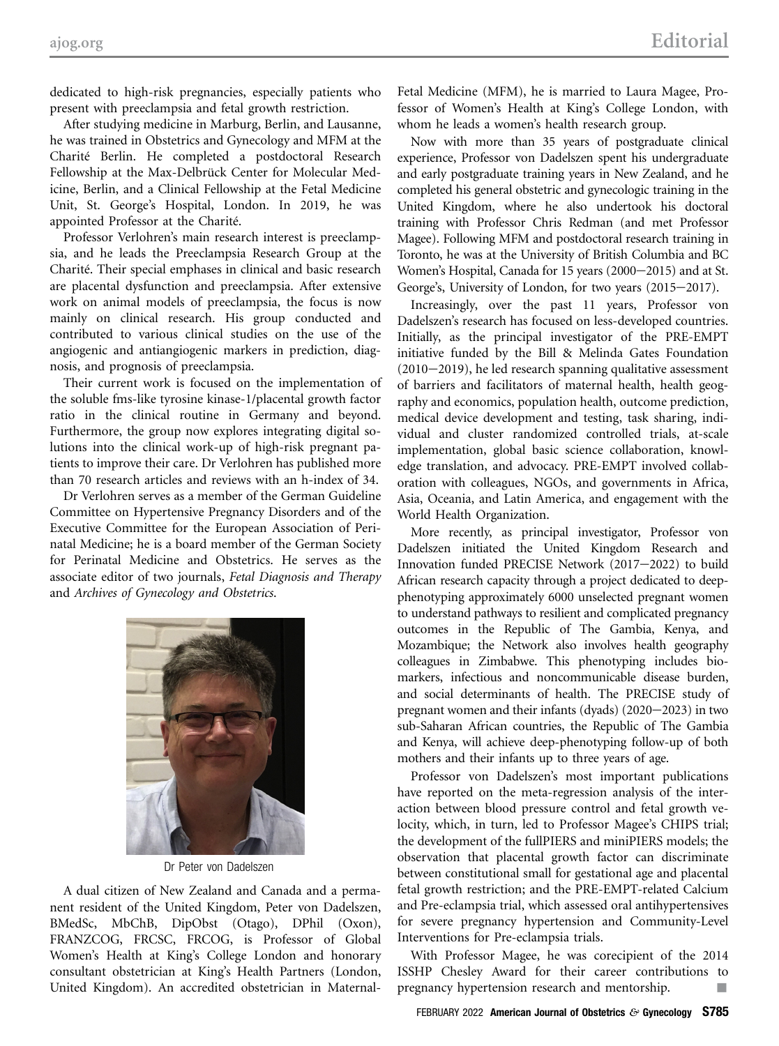dedicated to high-risk pregnancies, especially patients who present with preeclampsia and fetal growth restriction.

After studying medicine in Marburg, Berlin, and Lausanne, he was trained in Obstetrics and Gynecology and MFM at the Charité Berlin. He completed a postdoctoral Research Fellowship at the Max-Delbrück Center for Molecular Medicine, Berlin, and a Clinical Fellowship at the Fetal Medicine Unit, St. George's Hospital, London. In 2019, he was appointed Professor at the Charité.

Professor Verlohren's main research interest is preeclampsia, and he leads the Preeclampsia Research Group at the Charité. Their special emphases in clinical and basic research are placental dysfunction and preeclampsia. After extensive work on animal models of preeclampsia, the focus is now mainly on clinical research. His group conducted and contributed to various clinical studies on the use of the angiogenic and antiangiogenic markers in prediction, diagnosis, and prognosis of preeclampsia.

Their current work is focused on the implementation of the soluble fms-like tyrosine kinase-1/placental growth factor ratio in the clinical routine in Germany and beyond. Furthermore, the group now explores integrating digital solutions into the clinical work-up of high-risk pregnant patients to improve their care. Dr Verlohren has published more than 70 research articles and reviews with an h-index of 34.

Dr Verlohren serves as a member of the German Guideline Committee on Hypertensive Pregnancy Disorders and of the Executive Committee for the European Association of Perinatal Medicine; he is a board member of the German Society for Perinatal Medicine and Obstetrics. He serves as the associate editor of two journals, *Fetal Diagnosis and Therapy* and *Archives of Gynecology and Obstetrics*.

Dr Peter von Dadelszen

A dual citizen of New Zealand and Canada and a permanent resident of the United Kingdom, Peter von Dadelszen, BMedSc, MbChB, DipObst (Otago), DPhil (Oxon), FRANZCOG, FRCSC, FRCOG, is Professor of Global Women's Health at King's College London and honorary consultant obstetrician at King's Health Partners (London, United Kingdom). An accredited obstetrician in Maternal-Fetal Medicine (MFM), he is married to Laura Magee, Professor of Women's Health at King's College London, with whom he leads a women's health research group.

Now with more than 35 years of postgraduate clinical experience, Professor von Dadelszen spent his undergraduate and early postgraduate training years in New Zealand, and he completed his general obstetric and gynecologic training in the United Kingdom, where he also undertook his doctoral training with Professor Chris Redman (and met Professor Magee). Following MFM and postdoctoral research training in Toronto, he was at the University of British Columbia and BC Women's Hospital, Canada for 15 years (2000−2015) and at St. George's, University of London, for two years (2015−2017).

Increasingly, over the past 11 years, Professor von Dadelszen's research has focused on less-developed countries. Initially, as the principal investigator of the PRE-EMPT initiative funded by the Bill & Melinda Gates Foundation (2010−2019), he led research spanning qualitative assessment of barriers and facilitators of maternal health, health geography and economics, population health, outcome prediction, medical device development and testing, task sharing, individual and cluster randomized controlled trials, at-scale implementation, global basic science collaboration, knowledge translation, and advocacy. PRE-EMPT involved collaboration with colleagues, NGOs, and governments in Africa, Asia, Oceania, and Latin America, and engagement with the World Health Organization.

More recently, as principal investigator, Professor von Dadelszen initiated the United Kingdom Research and Innovation funded PRECISE Network (2017−2022) to build African research capacity through a project dedicated to deep-phenotyping approximately 6000 unselected pregnant women to understand pathways to resilient and complicated pregnancy outcomes in the Republic of The Gambia, Kenya, and Mozambique; the Network also involves health geography colleagues in Zimbabwe. This phenotyping includes biomarkers, infectious and noncommunicable disease burden, and social determinants of health. The PRECISE study of pregnant women and their infants (dyads) (2020−2023) in two sub-Saharan African countries, the Republic of The Gambia and Kenya, will achieve deep-phenotyping follow-up of both mothers and their infants up to three years of age.

Professor von Dadelszen's most important publications have reported on the meta-regression analysis of the interaction between blood pressure control and fetal growth velocity, which, in turn, led to Professor Magee's CHIPS trial; the development of the fullPIERS and miniPIERS models; the observation that placental growth factor can discriminate between constitutional small for gestational age and placental fetal growth restriction; and the PRE-EMPT-related Calcium and Pre-eclampsia trial, which assessed oral antihypertensives for severe pregnancy hypertension and Community-Level Interventions for Pre-eclampsia trials.

With Professor Magee, he was corecipient of the 2014 ISSHP Chesley Award for their career contributions to pregnancy hypertension research and mentorship. ■